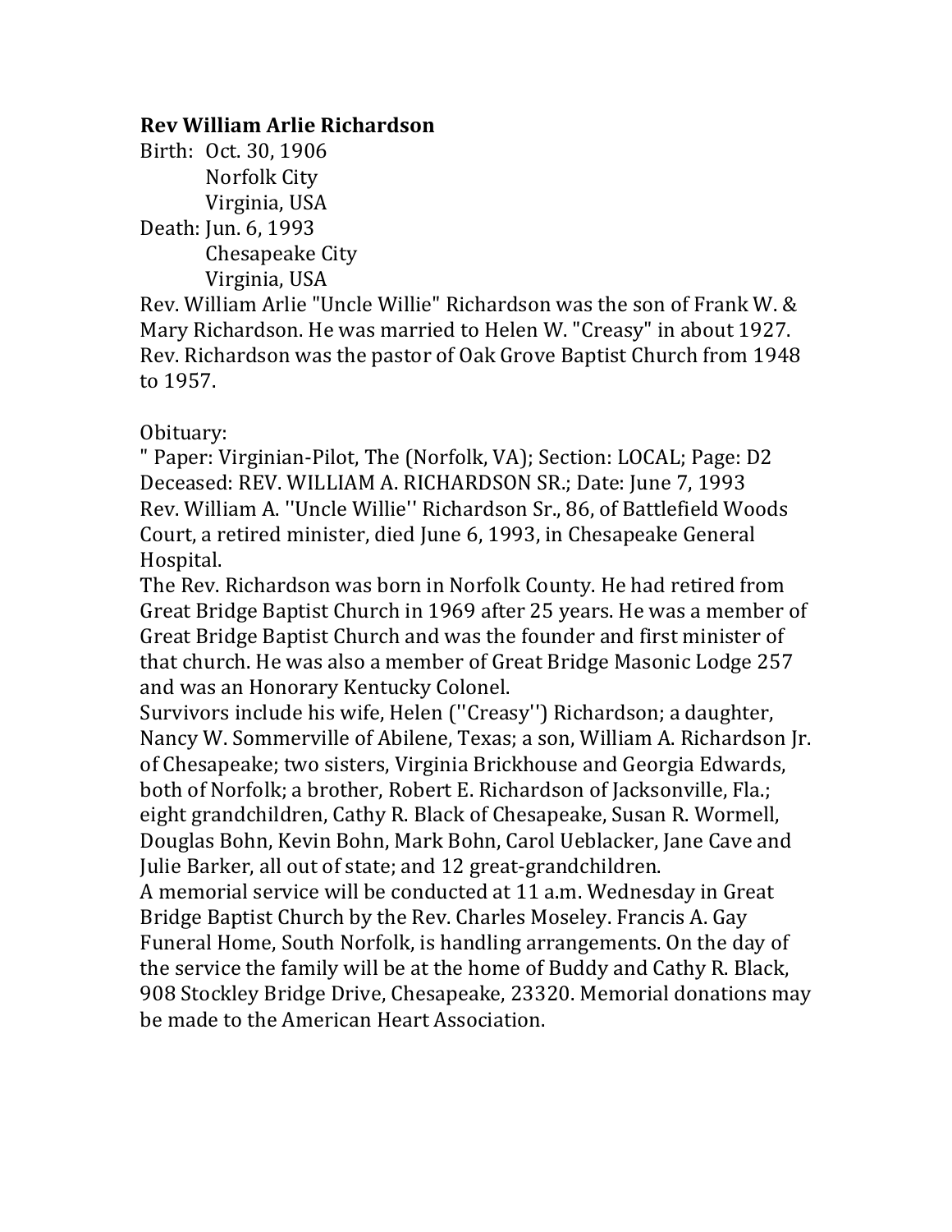**Rev William Arlie Richardson**

Birth: Oct. 30, 1906
Norfolk City
Virginia, USA

Death: Jun. 6, 1993
Chesapeake City
Virginia, USA

Rev. William Arlie "Uncle Willie" Richardson was the son of Frank W. & Mary Richardson. He was married to Helen W. "Creasy" in about 1927. Rev. Richardson was the pastor of Oak Grove Baptist Church from 1948 to 1957.

Obituary:

" Paper: Virginian-Pilot, The (Norfolk, VA); Section: LOCAL; Page: D2
Deceased: REV. WILLIAM A. RICHARDSON SR.; Date: June 7, 1993
Rev. William A. ''Uncle Willie'' Richardson Sr., 86, of Battlefield Woods Court, a retired minister, died June 6, 1993, in Chesapeake General Hospital.

The Rev. Richardson was born in Norfolk County. He had retired from Great Bridge Baptist Church in 1969 after 25 years. He was a member of Great Bridge Baptist Church and was the founder and first minister of that church. He was also a member of Great Bridge Masonic Lodge 257 and was an Honorary Kentucky Colonel.

Survivors include his wife, Helen (''Creasy'') Richardson; a daughter, Nancy W. Sommerville of Abilene, Texas; a son, William A. Richardson Jr. of Chesapeake; two sisters, Virginia Brickhouse and Georgia Edwards, both of Norfolk; a brother, Robert E. Richardson of Jacksonville, Fla.; eight grandchildren, Cathy R. Black of Chesapeake, Susan R. Wormell, Douglas Bohn, Kevin Bohn, Mark Bohn, Carol Ueblacker, Jane Cave and Julie Barker, all out of state; and 12 great-grandchildren.

A memorial service will be conducted at 11 a.m. Wednesday in Great Bridge Baptist Church by the Rev. Charles Moseley. Francis A. Gay Funeral Home, South Norfolk, is handling arrangements. On the day of the service the family will be at the home of Buddy and Cathy R. Black, 908 Stockley Bridge Drive, Chesapeake, 23320. Memorial donations may be made to the American Heart Association.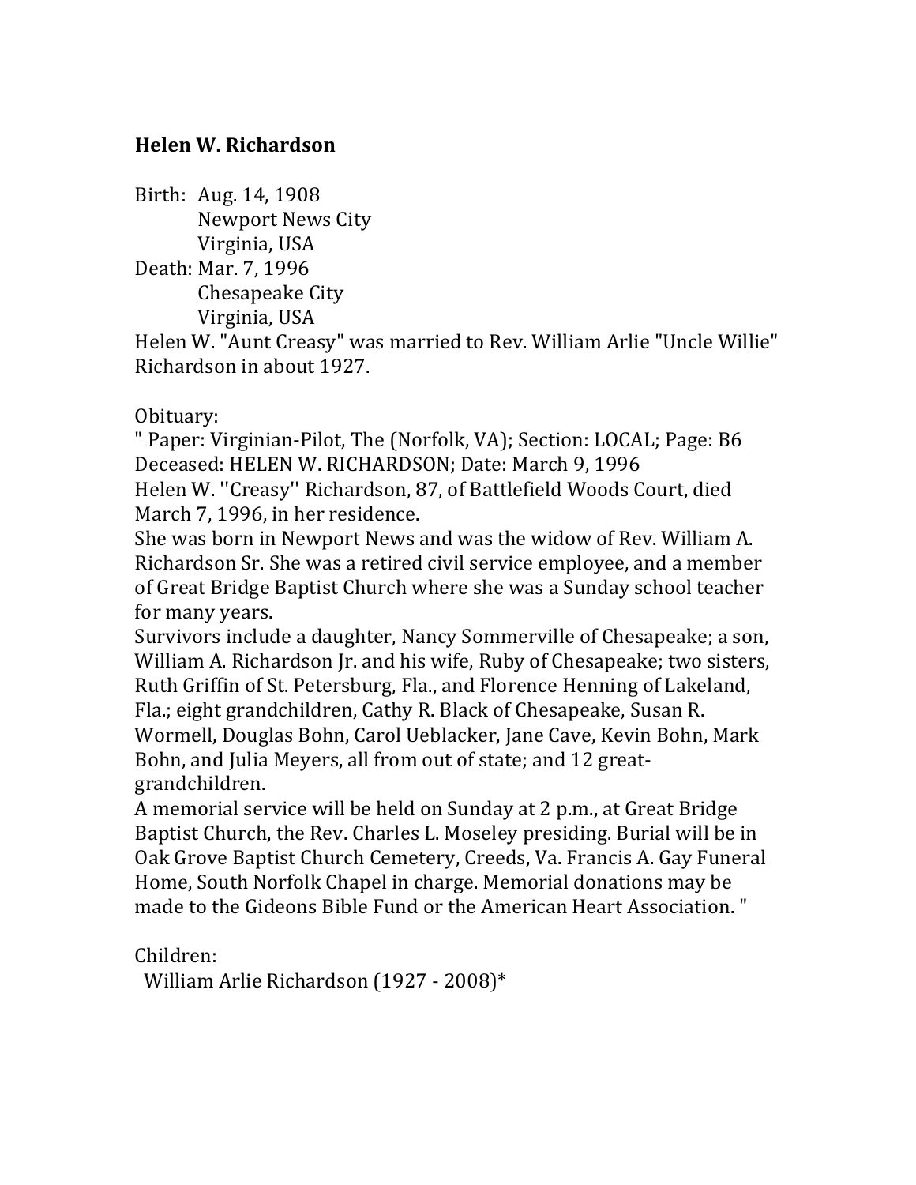**Helen W. Richardson**

Birth: Aug. 14, 1908
Newport News City
Virginia, USA
Death: Mar. 7, 1996
Chesapeake City
Virginia, USA
Helen W. "Aunt Creasy" was married to Rev. William Arlie "Uncle Willie" Richardson in about 1927.

Obituary:
" Paper: Virginian-Pilot, The (Norfolk, VA); Section: LOCAL; Page: B6
Deceased: HELEN W. RICHARDSON; Date: March 9, 1996
Helen W. ''Creasy'' Richardson, 87, of Battlefield Woods Court, died March 7, 1996, in her residence.
She was born in Newport News and was the widow of Rev. William A. Richardson Sr. She was a retired civil service employee, and a member of Great Bridge Baptist Church where she was a Sunday school teacher for many years.
Survivors include a daughter, Nancy Sommerville of Chesapeake; a son, William A. Richardson Jr. and his wife, Ruby of Chesapeake; two sisters, Ruth Griffin of St. Petersburg, Fla., and Florence Henning of Lakeland, Fla.; eight grandchildren, Cathy R. Black of Chesapeake, Susan R. Wormell, Douglas Bohn, Carol Ueblacker, Jane Cave, Kevin Bohn, Mark Bohn, and Julia Meyers, all from out of state; and 12 great-grandchildren.
A memorial service will be held on Sunday at 2 p.m., at Great Bridge Baptist Church, the Rev. Charles L. Moseley presiding. Burial will be in Oak Grove Baptist Church Cemetery, Creeds, Va. Francis A. Gay Funeral Home, South Norfolk Chapel in charge. Memorial donations may be made to the Gideons Bible Fund or the American Heart Association. "

Children:
William Arlie Richardson (1927 - 2008)*